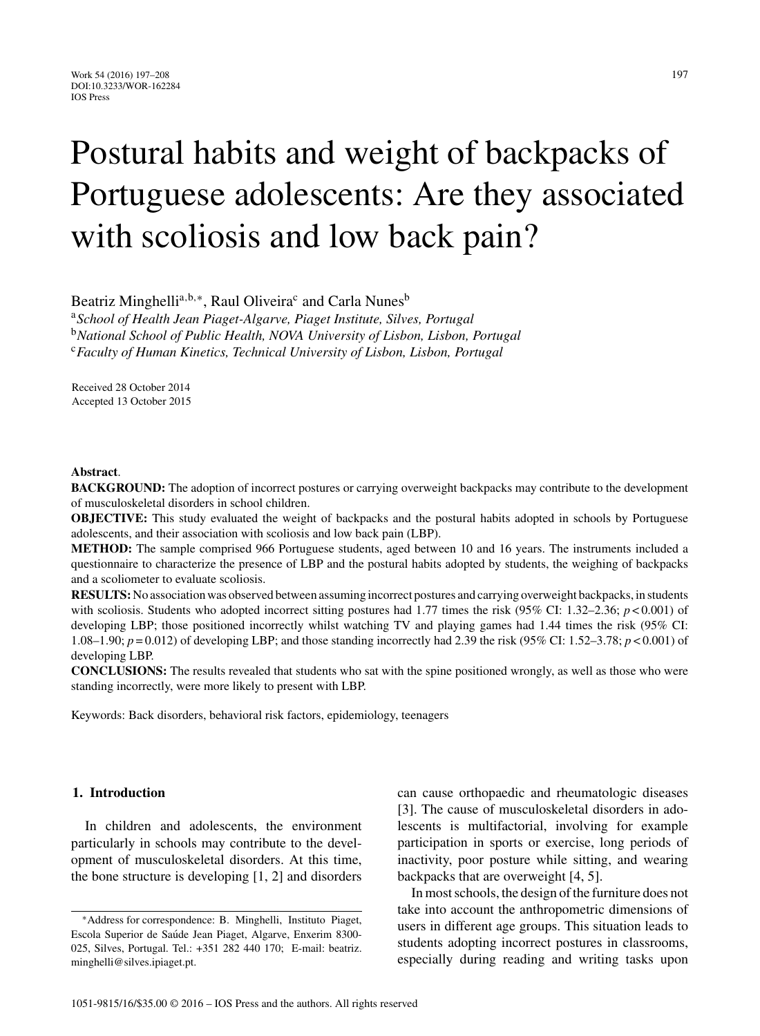# Postural habits and weight of backpacks of Portuguese adolescents: Are they associated with scoliosis and low back pain?

Beatriz Minghelli[a,b,*], Raul Oliveira[c] and Carla Nunes[b]

[a] *School of Health Jean Piaget-Algarve, Piaget Institute, Silves, Portugal*
[b] *National School of Public Health, NOVA University of Lisbon, Lisbon, Portugal*
[c] *Faculty of Human Kinetics, Technical University of Lisbon, Lisbon, Portugal*

Received 28 October 2014
Accepted 13 October 2015

**Abstract**.

**BACKGROUND:** The adoption of incorrect postures or carrying overweight backpacks may contribute to the development of musculoskeletal disorders in school children.

**OBJECTIVE:** This study evaluated the weight of backpacks and the postural habits adopted in schools by Portuguese adolescents, and their association with scoliosis and low back pain (LBP).

**METHOD:** The sample comprised 966 Portuguese students, aged between 10 and 16 years. The instruments included a questionnaire to characterize the presence of LBP and the postural habits adopted by students, the weighing of backpacks and a scoliometer to evaluate scoliosis.

**RESULTS:** No association was observed between assuming incorrect postures and carrying overweight backpacks, in students with scoliosis. Students who adopted incorrect sitting postures had 1.77 times the risk (95% CI: 1.32–2.36; $p < 0.001$) of developing LBP; those positioned incorrectly whilst watching TV and playing games had 1.44 times the risk (95% CI: 1.08–1.90; $p = 0.012$) of developing LBP; and those standing incorrectly had 2.39 the risk (95% CI: 1.52–3.78; $p < 0.001$) of developing LBP.

**CONCLUSIONS:** The results revealed that students who sat with the spine positioned wrongly, as well as those who were standing incorrectly, were more likely to present with LBP.

Keywords: Back disorders, behavioral risk factors, epidemiology, teenagers

## 1. Introduction

In children and adolescents, the environment particularly in schools may contribute to the development of musculoskeletal disorders. At this time, the bone structure is developing [1, 2] and disorders can cause orthopaedic and rheumatologic diseases [3]. The cause of musculoskeletal disorders in adolescents is multifactorial, involving for example participation in sports or exercise, long periods of inactivity, poor posture while sitting, and wearing backpacks that are overweight [4, 5].

In most schools, the design of the furniture does not take into account the anthropometric dimensions of users in different age groups. This situation leads to students adopting incorrect postures in classrooms, especially during reading and writing tasks upon

*Address for correspondence: B. Minghelli, Instituto Piaget, Escola Superior de Saúde Jean Piaget, Algarve, Enxerim 8300-025, Silves, Portugal. Tel.: +351 282 440 170; E-mail: beatriz.minghelli@silves.ipiaget.pt.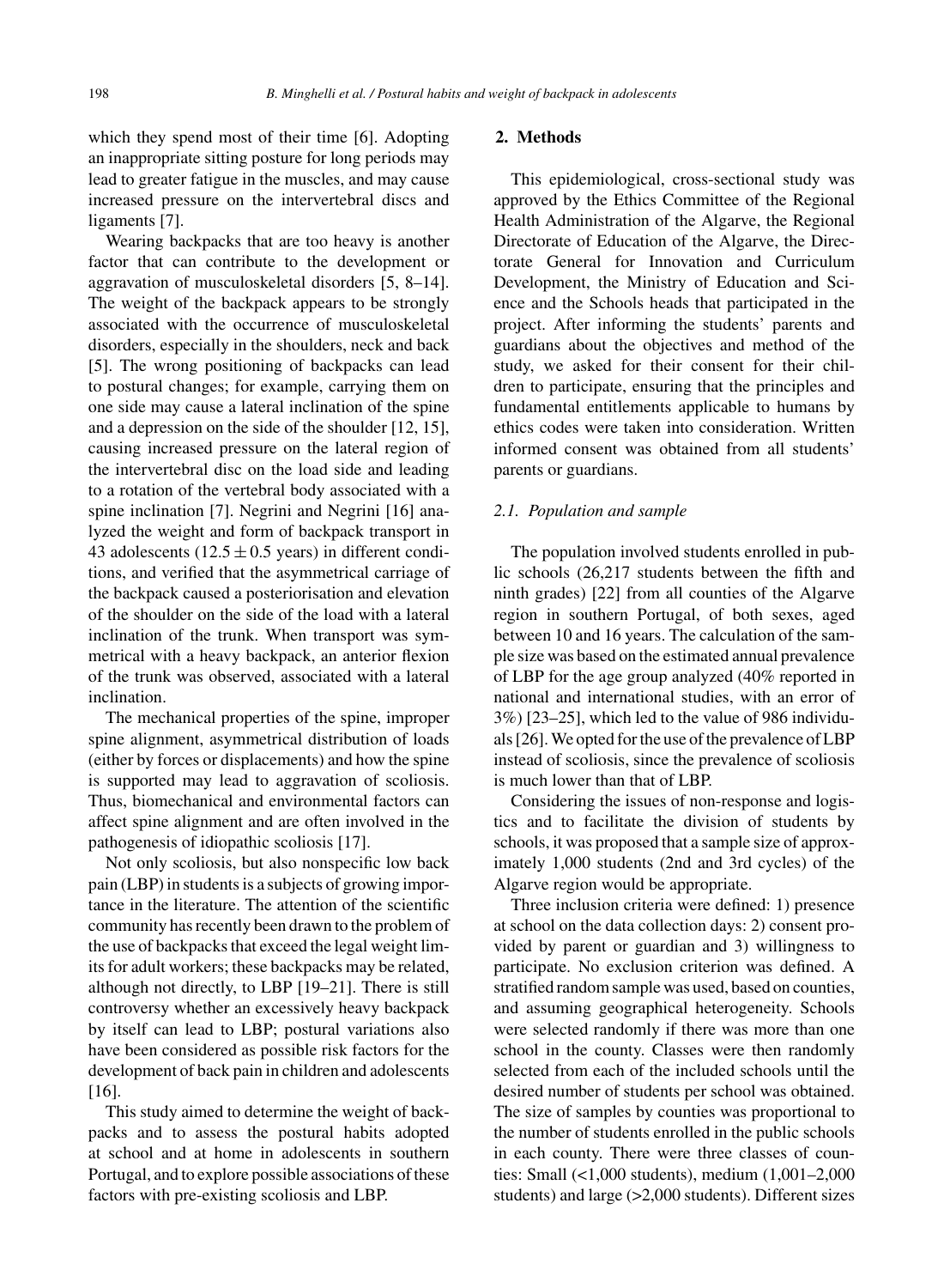which they spend most of their time [6]. Adopting an inappropriate sitting posture for long periods may lead to greater fatigue in the muscles, and may cause increased pressure on the intervertebral discs and ligaments [7].

Wearing backpacks that are too heavy is another factor that can contribute to the development or aggravation of musculoskeletal disorders [5, 8–14]. The weight of the backpack appears to be strongly associated with the occurrence of musculoskeletal disorders, especially in the shoulders, neck and back [5]. The wrong positioning of backpacks can lead to postural changes; for example, carrying them on one side may cause a lateral inclination of the spine and a depression on the side of the shoulder [12, 15], causing increased pressure on the lateral region of the intervertebral disc on the load side and leading to a rotation of the vertebral body associated with a spine inclination [7]. Negrini and Negrini [16] analyzed the weight and form of backpack transport in 43 adolescents ($12.5 \pm 0.5$ years) in different conditions, and verified that the asymmetrical carriage of the backpack caused a posteriorisation and elevation of the shoulder on the side of the load with a lateral inclination of the trunk. When transport was symmetrical with a heavy backpack, an anterior flexion of the trunk was observed, associated with a lateral inclination.

The mechanical properties of the spine, improper spine alignment, asymmetrical distribution of loads (either by forces or displacements) and how the spine is supported may lead to aggravation of scoliosis. Thus, biomechanical and environmental factors can affect spine alignment and are often involved in the pathogenesis of idiopathic scoliosis [17].

Not only scoliosis, but also nonspecific low back pain (LBP) in students is a subjects of growing importance in the literature. The attention of the scientific community has recently been drawn to the problem of the use of backpacks that exceed the legal weight limits for adult workers; these backpacks may be related, although not directly, to LBP [19–21]. There is still controversy whether an excessively heavy backpack by itself can lead to LBP; postural variations also have been considered as possible risk factors for the development of back pain in children and adolescents [16].

This study aimed to determine the weight of backpacks and to assess the postural habits adopted at school and at home in adolescents in southern Portugal, and to explore possible associations of these factors with pre-existing scoliosis and LBP.

## 2. Methods

This epidemiological, cross-sectional study was approved by the Ethics Committee of the Regional Health Administration of the Algarve, the Regional Directorate of Education of the Algarve, the Directorate General for Innovation and Curriculum Development, the Ministry of Education and Science and the Schools heads that participated in the project. After informing the students' parents and guardians about the objectives and method of the study, we asked for their consent for their children to participate, ensuring that the principles and fundamental entitlements applicable to humans by ethics codes were taken into consideration. Written informed consent was obtained from all students' parents or guardians.

### *2.1. Population and sample*

The population involved students enrolled in public schools (26,217 students between the fifth and ninth grades) [22] from all counties of the Algarve region in southern Portugal, of both sexes, aged between 10 and 16 years. The calculation of the sample size was based on the estimated annual prevalence of LBP for the age group analyzed (40% reported in national and international studies, with an error of 3%) [23–25], which led to the value of 986 individuals [26]. We opted for the use of the prevalence of LBP instead of scoliosis, since the prevalence of scoliosis is much lower than that of LBP.

Considering the issues of non-response and logistics and to facilitate the division of students by schools, it was proposed that a sample size of approximately 1,000 students (2nd and 3rd cycles) of the Algarve region would be appropriate.

Three inclusion criteria were defined: 1) presence at school on the data collection days: 2) consent provided by parent or guardian and 3) willingness to participate. No exclusion criterion was defined. A stratified random sample was used, based on counties, and assuming geographical heterogeneity. Schools were selected randomly if there was more than one school in the county. Classes were then randomly selected from each of the included schools until the desired number of students per school was obtained. The size of samples by counties was proportional to the number of students enrolled in the public schools in each county. There were three classes of counties: Small (<1,000 students), medium (1,001–2,000 students) and large (>2,000 students). Different sizes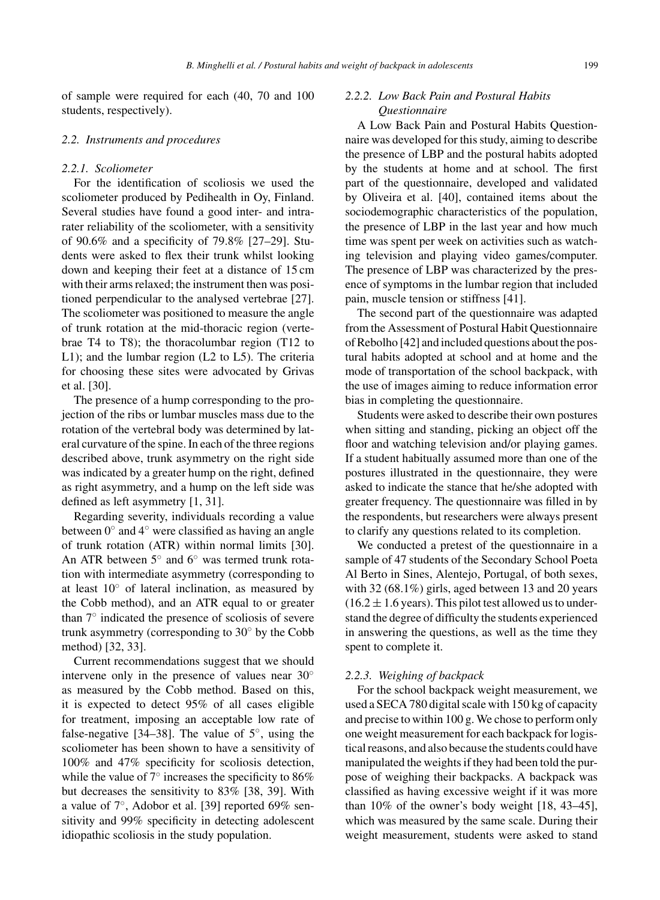of sample were required for each (40, 70 and 100 students, respectively).

### 2.2. Instruments and procedures

#### 2.2.1. Scoliometer

For the identification of scoliosis we used the scoliometer produced by Pedihealth in Oy, Finland. Several studies have found a good inter- and intra-rater reliability of the scoliometer, with a sensitivity of 90.6% and a specificity of 79.8% [27–29]. Students were asked to flex their trunk whilst looking down and keeping their feet at a distance of 15 cm with their arms relaxed; the instrument then was positioned perpendicular to the analysed vertebrae [27]. The scoliometer was positioned to measure the angle of trunk rotation at the mid-thoracic region (vertebrae T4 to T8); the thoracolumbar region (T12 to L1); and the lumbar region (L2 to L5). The criteria for choosing these sites were advocated by Grivas et al. [30].

The presence of a hump corresponding to the projection of the ribs or lumbar muscles mass due to the rotation of the vertebral body was determined by lateral curvature of the spine. In each of the three regions described above, trunk asymmetry on the right side was indicated by a greater hump on the right, defined as right asymmetry, and a hump on the left side was defined as left asymmetry [1, 31].

Regarding severity, individuals recording a value between $0^\circ$ and $4^\circ$ were classified as having an angle of trunk rotation (ATR) within normal limits [30]. An ATR between $5^\circ$ and $6^\circ$ was termed trunk rotation with intermediate asymmetry (corresponding to at least $10^\circ$ of lateral inclination, as measured by the Cobb method), and an ATR equal to or greater than $7^\circ$ indicated the presence of scoliosis of severe trunk asymmetry (corresponding to $30^\circ$ by the Cobb method) [32, 33].

Current recommendations suggest that we should intervene only in the presence of values near $30^\circ$ as measured by the Cobb method. Based on this, it is expected to detect 95% of all cases eligible for treatment, imposing an acceptable low rate of false-negative [34–38]. The value of $5^\circ$, using the scoliometer has been shown to have a sensitivity of 100% and 47% specificity for scoliosis detection, while the value of $7^\circ$ increases the specificity to 86% but decreases the sensitivity to 83% [38, 39]. With a value of $7^\circ$, Adobor et al. [39] reported 69% sensitivity and 99% specificity in detecting adolescent idiopathic scoliosis in the study population.

#### 2.2.2. Low Back Pain and Postural Habits Questionnaire

A Low Back Pain and Postural Habits Questionnaire was developed for this study, aiming to describe the presence of LBP and the postural habits adopted by the students at home and at school. The first part of the questionnaire, developed and validated by Oliveira et al. [40], contained items about the sociodemographic characteristics of the population, the presence of LBP in the last year and how much time was spent per week on activities such as watching television and playing video games/computer. The presence of LBP was characterized by the presence of symptoms in the lumbar region that included pain, muscle tension or stiffness [41].

The second part of the questionnaire was adapted from the Assessment of Postural Habit Questionnaire of Rebolho [42] and included questions about the postural habits adopted at school and at home and the mode of transportation of the school backpack, with the use of images aiming to reduce information error bias in completing the questionnaire.

Students were asked to describe their own postures when sitting and standing, picking an object off the floor and watching television and/or playing games. If a student habitually assumed more than one of the postures illustrated in the questionnaire, they were asked to indicate the stance that he/she adopted with greater frequency. The questionnaire was filled in by the respondents, but researchers were always present to clarify any questions related to its completion.

We conducted a pretest of the questionnaire in a sample of 47 students of the Secondary School Poeta Al Berto in Sines, Alentejo, Portugal, of both sexes, with 32 (68.1%) girls, aged between 13 and 20 years ($16.2 \pm 1.6$ years). This pilot test allowed us to understand the degree of difficulty the students experienced in answering the questions, as well as the time they spent to complete it.

#### 2.2.3. Weighing of backpack

For the school backpack weight measurement, we used a SECA 780 digital scale with 150 kg of capacity and precise to within 100 g. We chose to perform only one weight measurement for each backpack for logistical reasons, and also because the students could have manipulated the weights if they had been told the purpose of weighing their backpacks. A backpack was classified as having excessive weight if it was more than 10% of the owner's body weight [18, 43–45], which was measured by the same scale. During their weight measurement, students were asked to stand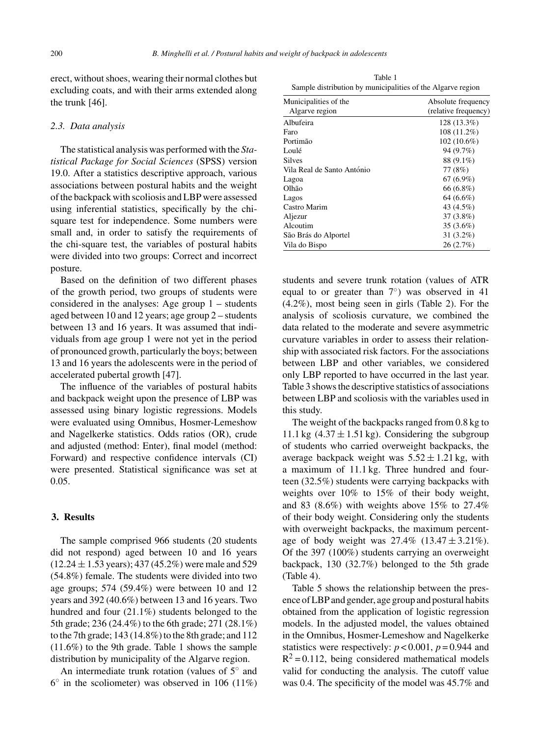erect, without shoes, wearing their normal clothes but excluding coats, and with their arms extended along the trunk [46].

### 2.3. Data analysis

The statistical analysis was performed with the *Statistical Package for Social Sciences* (SPSS) version 19.0. After a statistics descriptive approach, various associations between postural habits and the weight of the backpack with scoliosis and LBP were assessed using inferential statistics, specifically by the chi-square test for independence. Some numbers were small and, in order to satisfy the requirements of the chi-square test, the variables of postural habits were divided into two groups: Correct and incorrect posture.

Based on the definition of two different phases of the growth period, two groups of students were considered in the analyses: Age group 1 – students aged between 10 and 12 years; age group 2 – students between 13 and 16 years. It was assumed that individuals from age group 1 were not yet in the period of pronounced growth, particularly the boys; between 13 and 16 years the adolescents were in the period of accelerated pubertal growth [47].

The influence of the variables of postural habits and backpack weight upon the presence of LBP was assessed using binary logistic regressions. Models were evaluated using Omnibus, Hosmer-Lemeshow and Nagelkerke statistics. Odds ratios (OR), crude and adjusted (method: Enter), final model (method: Forward) and respective confidence intervals (CI) were presented. Statistical significance was set at 0.05.

## 3. Results

The sample comprised 966 students (20 students did not respond) aged between 10 and 16 years ($12.24 \pm 1.53$ years); 437 (45.2%) were male and 529 (54.8%) female. The students were divided into two age groups; 574 (59.4%) were between 10 and 12 years and 392 (40.6%) between 13 and 16 years. Two hundred and four (21.1%) students belonged to the 5th grade; 236 (24.4%) to the 6th grade; 271 (28.1%) to the 7th grade; 143 (14.8%) to the 8th grade; and 112 (11.6%) to the 9th grade. Table 1 shows the sample distribution by municipality of the Algarve region.

Table 1
Sample distribution by municipalities of the Algarve region

| Municipalities of the Algarve region | Absolute frequency (relative frequency) |
|---|---|
| Albufeira | 128 (13.3%) |
| Faro | 108 (11.2%) |
| Portimão | 102 (10.6%) |
| Loulé | 94 (9.7%) |
| Silves | 88 (9.1%) |
| Vila Real de Santo António | 77 (8%) |
| Lagoa | 67 (6.9%) |
| Olhão | 66 (6.8%) |
| Lagos | 64 (6.6%) |
| Castro Marim | 43 (4.5%) |
| Aljezur | 37 (3.8%) |
| Alcoutim | 35 (3.6%) |
| São Brás do Alportel | 31 (3.2%) |
| Vila do Bispo | 26 (2.7%) |

An intermediate trunk rotation (values of 5° and 6° in the scoliometer) was observed in 106 (11%) students and severe trunk rotation (values of ATR equal to or greater than 7°) was observed in 41 (4.2%), most being seen in girls (Table 2). For the analysis of scoliosis curvature, we combined the data related to the moderate and severe asymmetric curvature variables in order to assess their relationship with associated risk factors. For the associations between LBP and other variables, we considered only LBP reported to have occurred in the last year. Table 3 shows the descriptive statistics of associations between LBP and scoliosis with the variables used in this study.

The weight of the backpacks ranged from 0.8 kg to 11.1 kg ($4.37 \pm 1.51$ kg). Considering the subgroup of students who carried overweight backpacks, the average backpack weight was $5.52 \pm 1.21$ kg, with a maximum of 11.1 kg. Three hundred and fourteen (32.5%) students were carrying backpacks with weights over 10% to 15% of their body weight, and 83 (8.6%) with weights above 15% to 27.4% of their body weight. Considering only the students with overweight backpacks, the maximum percentage of body weight was 27.4% ($13.47 \pm 3.21$%). Of the 397 (100%) students carrying an overweight backpack, 130 (32.7%) belonged to the 5th grade (Table 4).

Table 5 shows the relationship between the presence of LBP and gender, age group and postural habits obtained from the application of logistic regression models. In the adjusted model, the values obtained in the Omnibus, Hosmer-Lemeshow and Nagelkerke statistics were respectively: $p < 0.001$, $p = 0.944$ and $R^2 = 0.112$, being considered mathematical models valid for conducting the analysis. The cutoff value was 0.4. The specificity of the model was 45.7% and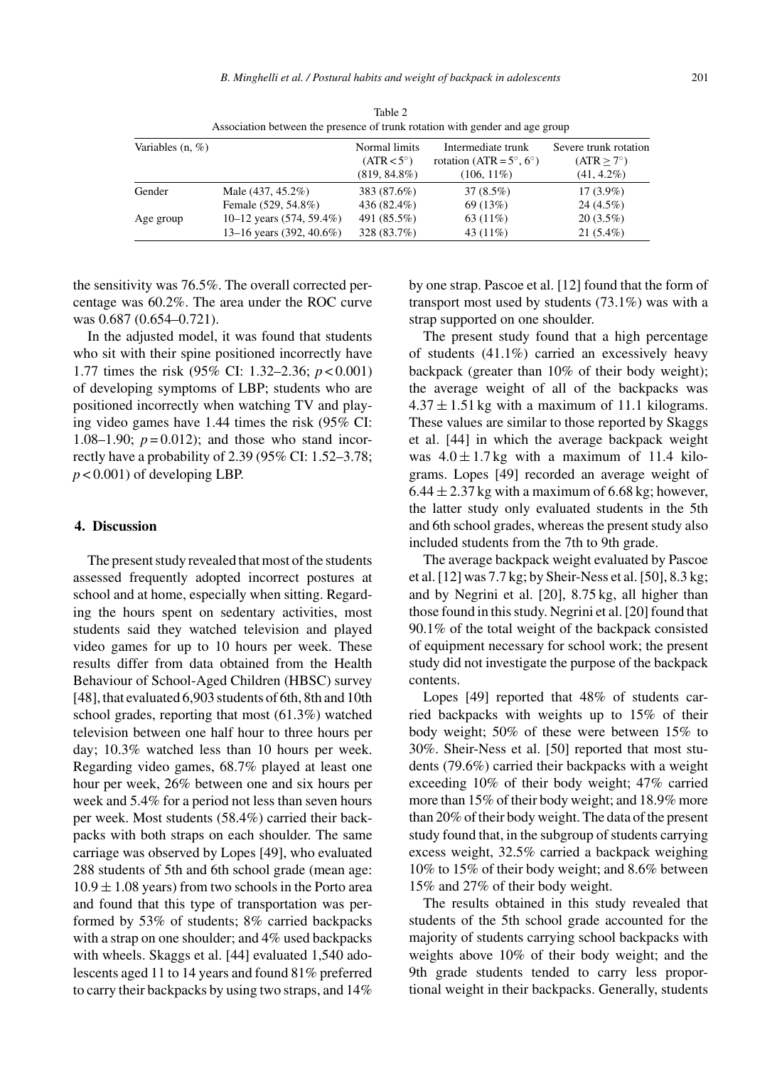Table 2
Association between the presence of trunk rotation with gender and age group

| Variables (n, %) | | Normal limits (ATR < 5°) (819, 84.8%) | Intermediate trunk rotation (ATR = 5°, 6°) (106, 11%) | Severe trunk rotation (ATR ≥ 7°) (41, 4.2%) |
|---|---|---|---|---|
| Gender | Male (437, 45.2%) | 383 (87.6%) | 37 (8.5%) | 17 (3.9%) |
| | Female (529, 54.8%) | 436 (82.4%) | 69 (13%) | 24 (4.5%) |
| Age group | 10–12 years (574, 59.4%) | 491 (85.5%) | 63 (11%) | 20 (3.5%) |
| | 13–16 years (392, 40.6%) | 328 (83.7%) | 43 (11%) | 21 (5.4%) |

the sensitivity was 76.5%. The overall corrected percentage was 60.2%. The area under the ROC curve was 0.687 (0.654–0.721).

In the adjusted model, it was found that students who sit with their spine positioned incorrectly have 1.77 times the risk (95% CI: 1.32–2.36; $p < 0.001$) of developing symptoms of LBP; students who are positioned incorrectly when watching TV and playing video games have 1.44 times the risk (95% CI: 1.08–1.90; $p = 0.012$); and those who stand incorrectly have a probability of 2.39 (95% CI: 1.52–3.78; $p < 0.001$) of developing LBP.

## 4. Discussion

The present study revealed that most of the students assessed frequently adopted incorrect postures at school and at home, especially when sitting. Regarding the hours spent on sedentary activities, most students said they watched television and played video games for up to 10 hours per week. These results differ from data obtained from the Health Behaviour of School-Aged Children (HBSC) survey [48], that evaluated 6,903 students of 6th, 8th and 10th school grades, reporting that most (61.3%) watched television between one half hour to three hours per day; 10.3% watched less than 10 hours per week. Regarding video games, 68.7% played at least one hour per week, 26% between one and six hours per week and 5.4% for a period not less than seven hours per week. Most students (58.4%) carried their backpacks with both straps on each shoulder. The same carriage was observed by Lopes [49], who evaluated 288 students of 5th and 6th school grade (mean age: $10.9 \pm 1.08$ years) from two schools in the Porto area and found that this type of transportation was performed by 53% of students; 8% carried backpacks with a strap on one shoulder; and 4% used backpacks with wheels. Skaggs et al. [44] evaluated 1,540 adolescents aged 11 to 14 years and found 81% preferred to carry their backpacks by using two straps, and 14% by one strap. Pascoe et al. [12] found that the form of transport most used by students (73.1%) was with a strap supported on one shoulder.

The present study found that a high percentage of students (41.1%) carried an excessively heavy backpack (greater than 10% of their body weight); the average weight of all of the backpacks was $4.37 \pm 1.51$ kg with a maximum of 11.1 kilograms. These values are similar to those reported by Skaggs et al. [44] in which the average backpack weight was $4.0 \pm 1.7$ kg with a maximum of 11.4 kilograms. Lopes [49] recorded an average weight of $6.44 \pm 2.37$ kg with a maximum of 6.68 kg; however, the latter study only evaluated students in the 5th and 6th school grades, whereas the present study also included students from the 7th to 9th grade.

The average backpack weight evaluated by Pascoe et al. [12] was 7.7 kg; by Sheir-Ness et al. [50], 8.3 kg; and by Negrini et al. [20], 8.75 kg, all higher than those found in this study. Negrini et al. [20] found that 90.1% of the total weight of the backpack consisted of equipment necessary for school work; the present study did not investigate the purpose of the backpack contents.

Lopes [49] reported that 48% of students carried backpacks with weights up to 15% of their body weight; 50% of these were between 15% to 30%. Sheir-Ness et al. [50] reported that most students (79.6%) carried their backpacks with a weight exceeding 10% of their body weight; 47% carried more than 15% of their body weight; and 18.9% more than 20% of their body weight. The data of the present study found that, in the subgroup of students carrying excess weight, 32.5% carried a backpack weighing 10% to 15% of their body weight; and 8.6% between 15% and 27% of their body weight.

The results obtained in this study revealed that students of the 5th school grade accounted for the majority of students carrying school backpacks with weights above 10% of their body weight; and the 9th grade students tended to carry less proportional weight in their backpacks. Generally, students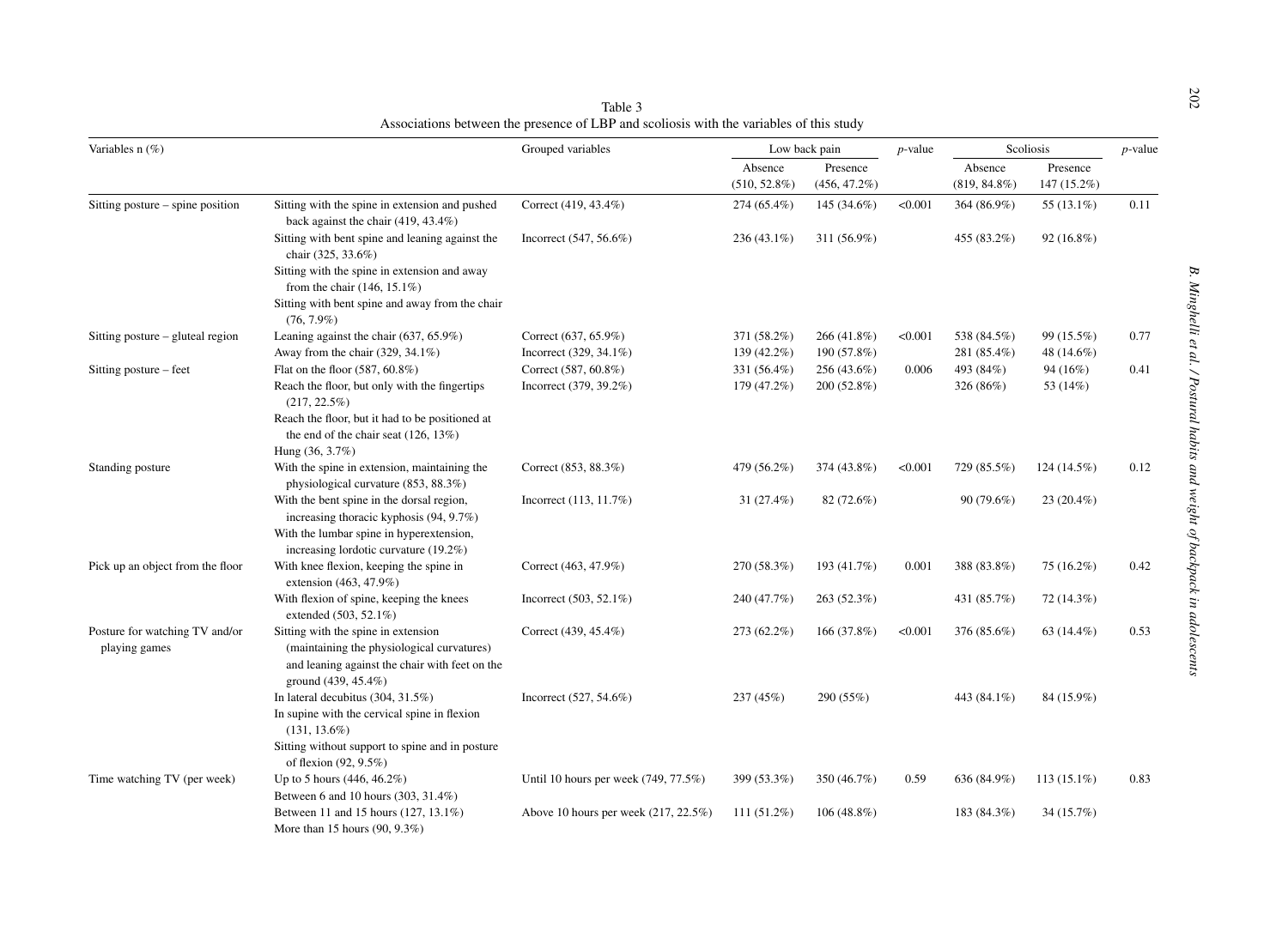Table 3
Associations between the presence of LBP and scoliosis with the variables of this study

| Variables n (%) | | Grouped variables | Low back pain | | *p*-value | Scoliosis | | *p*-value |
|---|---|---|---|---|---|---|---|---|
| | | | Absence (510, 52.8%) | Presence (456, 47.2%) | | Absence (819, 84.8%) | Presence 147 (15.2%) | |
| Sitting posture – spine position | Sitting with the spine in extension and pushed back against the chair (419, 43.4%) | Correct (419, 43.4%) | 274 (65.4%) | 145 (34.6%) | <0.001 | 364 (86.9%) | 55 (13.1%) | 0.11 |
| | Sitting with bent spine and leaning against the chair (325, 33.6%)<br>Sitting with the spine in extension and away from the chair (146, 15.1%)<br>Sitting with bent spine and away from the chair (76, 7.9%) | Incorrect (547, 56.6%) | 236 (43.1%) | 311 (56.9%) | | 455 (83.2%) | 92 (16.8%) | |
| Sitting posture – gluteal region | Leaning against the chair (637, 65.9%) | Correct (637, 65.9%) | 371 (58.2%) | 266 (41.8%) | <0.001 | 538 (84.5%) | 99 (15.5%) | 0.77 |
| | Away from the chair (329, 34.1%) | Incorrect (329, 34.1%) | 139 (42.2%) | 190 (57.8%) | | 281 (85.4%) | 48 (14.6%) | |
| Sitting posture – feet | Flat on the floor (587, 60.8%) | Correct (587, 60.8%) | 331 (56.4%) | 256 (43.6%) | 0.006 | 493 (84%) | 94 (16%) | 0.41 |
| | Reach the floor, but only with the fingertips (217, 22.5%)<br>Reach the floor, but it had to be positioned at the end of the chair seat (126, 13%)<br>Hung (36, 3.7%) | Incorrect (379, 39.2%) | 179 (47.2%) | 200 (52.8%) | | 326 (86%) | 53 (14%) | |
| Standing posture | With the spine in extension, maintaining the physiological curvature (853, 88.3%) | Correct (853, 88.3%) | 479 (56.2%) | 374 (43.8%) | <0.001 | 729 (85.5%) | 124 (14.5%) | 0.12 |
| | With the bent spine in the dorsal region, increasing thoracic kyphosis (94, 9.7%)<br>With the lumbar spine in hyperextension, increasing lordotic curvature (19.2%) | Incorrect (113, 11.7%) | 31 (27.4%) | 82 (72.6%) | | 90 (79.6%) | 23 (20.4%) | |
| Pick up an object from the floor | With knee flexion, keeping the spine in extension (463, 47.9%) | Correct (463, 47.9%) | 270 (58.3%) | 193 (41.7%) | 0.001 | 388 (83.8%) | 75 (16.2%) | 0.42 |
| | With flexion of spine, keeping the knees extended (503, 52.1%) | Incorrect (503, 52.1%) | 240 (47.7%) | 263 (52.3%) | | 431 (85.7%) | 72 (14.3%) | |
| Posture for watching TV and/or playing games | Sitting with the spine in extension (maintaining the physiological curvatures) and leaning against the chair with feet on the ground (439, 45.4%) | Correct (439, 45.4%) | 273 (62.2%) | 166 (37.8%) | <0.001 | 376 (85.6%) | 63 (14.4%) | 0.53 |
| | In lateral decubitus (304, 31.5%)<br>In supine with the cervical spine in flexion (131, 13.6%)<br>Sitting without support to spine and in posture of flexion (92, 9.5%) | Incorrect (527, 54.6%) | 237 (45%) | 290 (55%) | | 443 (84.1%) | 84 (15.9%) | |
| Time watching TV (per week) | Up to 5 hours (446, 46.2%)<br>Between 6 and 10 hours (303, 31.4%) | Until 10 hours per week (749, 77.5%) | 399 (53.3%) | 350 (46.7%) | 0.59 | 636 (84.9%) | 113 (15.1%) | 0.83 |
| | Between 11 and 15 hours (127, 13.1%)<br>More than 15 hours (90, 9.3%) | Above 10 hours per week (217, 22.5%) | 111 (51.2%) | 106 (48.8%) | | 183 (84.3%) | 34 (15.7%) | |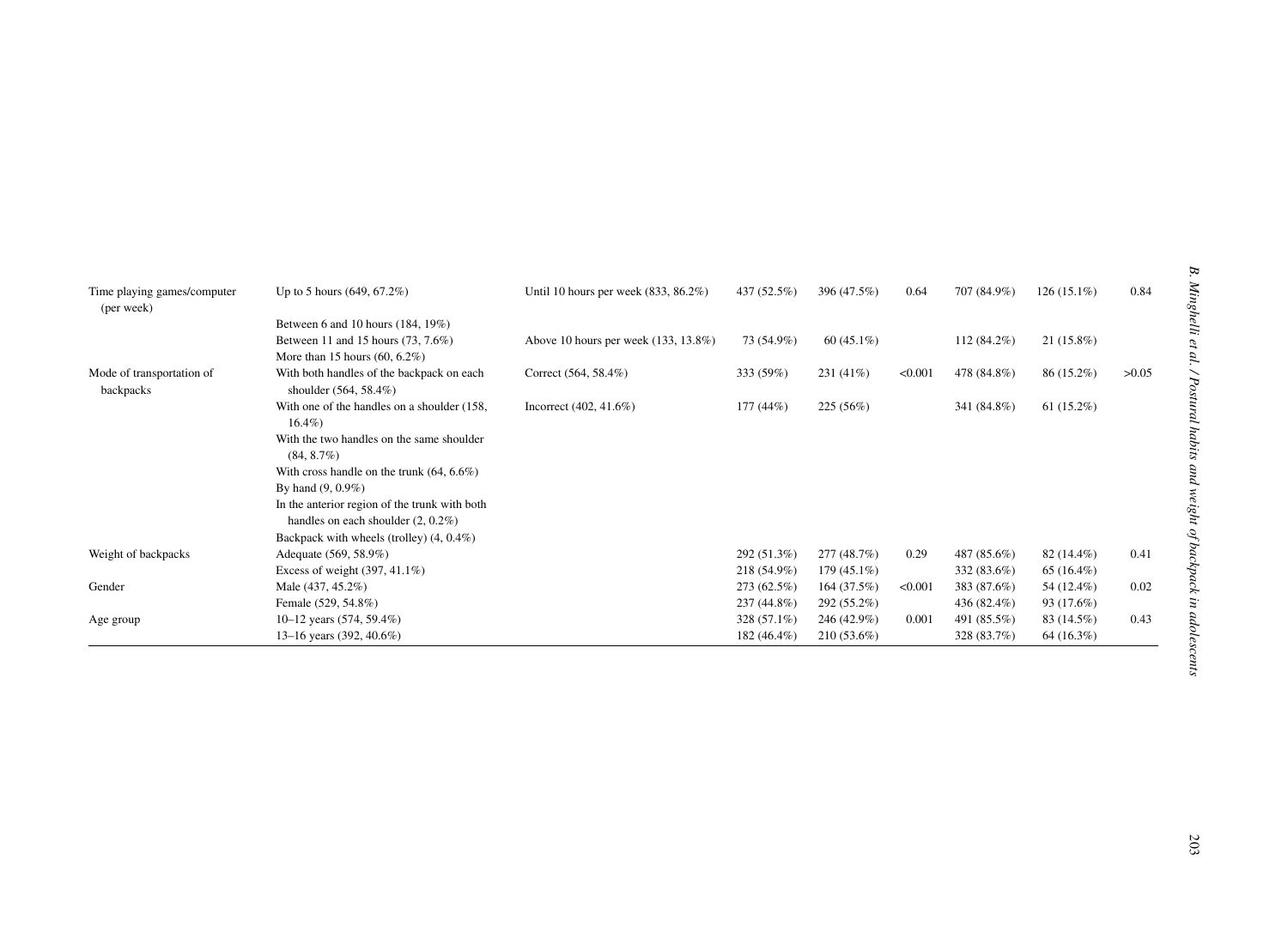| | | | | | | | | |
|---|---|---|---|---|---|---|---|---|
| Time playing games/computer (per week) | Up to 5 hours (649, 67.2%) | Until 10 hours per week (833, 86.2%) | 437 (52.5%) | 396 (47.5%) | 0.64 | 707 (84.9%) | 126 (15.1%) | 0.84 |
| | Between 6 and 10 hours (184, 19%) | | | | | | | |
| | Between 11 and 15 hours (73, 7.6%) | Above 10 hours per week (133, 13.8%) | 73 (54.9%) | 60 (45.1%) | | 112 (84.2%) | 21 (15.8%) | |
| | More than 15 hours (60, 6.2%) | | | | | | | |
| Mode of transportation of backpacks | With both handles of the backpack on each shoulder (564, 58.4%) | Correct (564, 58.4%) | 333 (59%) | 231 (41%) | <0.001 | 478 (84.8%) | 86 (15.2%) | >0.05 |
| | With one of the handles on a shoulder (158, 16.4%) | Incorrect (402, 41.6%) | 177 (44%) | 225 (56%) | | 341 (84.8%) | 61 (15.2%) | |
| | With the two handles on the same shoulder (84, 8.7%) | | | | | | | |
| | With cross handle on the trunk (64, 6.6%) | | | | | | | |
| | By hand (9, 0.9%) | | | | | | | |
| | In the anterior region of the trunk with both handles on each shoulder (2, 0.2%) | | | | | | | |
| | Backpack with wheels (trolley) (4, 0.4%) | | | | | | | |
| Weight of backpacks | Adequate (569, 58.9%) | | 292 (51.3%) | 277 (48.7%) | 0.29 | 487 (85.6%) | 82 (14.4%) | 0.41 |
| | Excess of weight (397, 41.1%) | | 218 (54.9%) | 179 (45.1%) | | 332 (83.6%) | 65 (16.4%) | |
| Gender | Male (437, 45.2%) | | 273 (62.5%) | 164 (37.5%) | <0.001 | 383 (87.6%) | 54 (12.4%) | 0.02 |
| | Female (529, 54.8%) | | 237 (44.8%) | 292 (55.2%) | | 436 (82.4%) | 93 (17.6%) | |
| Age group | 10–12 years (574, 59.4%) | | 328 (57.1%) | 246 (42.9%) | 0.001 | 491 (85.5%) | 83 (14.5%) | 0.43 |
| | 13–16 years (392, 40.6%) | | 182 (46.4%) | 210 (53.6%) | | 328 (83.7%) | 64 (16.3%) | |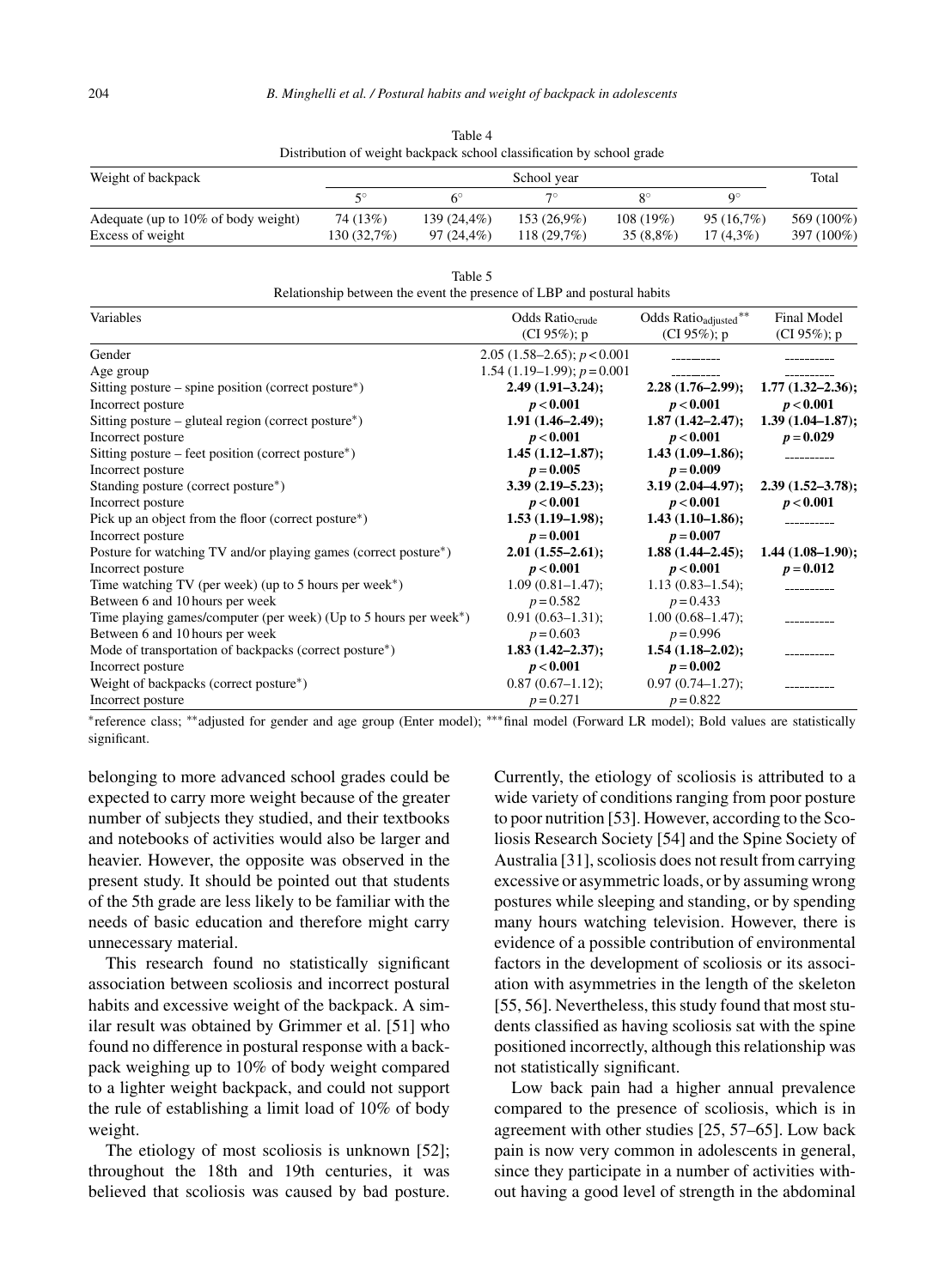Table 4
Distribution of weight backpack school classification by school grade

| Weight of backpack | School year | | | | | Total |
|---|---|---|---|---|---|---|
| | 5° | 6° | 7° | 8° | 9° | |
| Adequate (up to 10% of body weight) | 74 (13%) | 139 (24,4%) | 153 (26,9%) | 108 (19%) | 95 (16,7%) | 569 (100%) |
| Excess of weight | 130 (32,7%) | 97 (24,4%) | 118 (29,7%) | 35 (8,8%) | 17 (4,3%) | 397 (100%) |

Table 5
Relationship between the event the presence of LBP and postural habits

| Variables | Odds Ratio$_{crude}$ (CI 95%); p | Odds Ratio$_{adjusted}$** (CI 95%); p | Final Model (CI 95%); p |
|---|---|---|---|
| Gender | 2.05 (1.58–2.65); $p < 0.001$ | ---------- | ---------- |
| Age group | 1.54 (1.19–1.99); $p = 0.001$ | ---------- | ---------- |
| Sitting posture – spine position (correct posture*) Incorrect posture | **2.49 (1.91–3.24); $p < 0.001$** | **2.28 (1.76–2.99); $p < 0.001$** | **1.77 (1.32–2.36); $p < 0.001$** |
| Sitting posture – gluteal region (correct posture*) Incorrect posture | **1.91 (1.46–2.49); $p < 0.001$** | **1.87 (1.42–2.47); $p < 0.001$** | **1.39 (1.04–1.87); $p = 0.029$** |
| Sitting posture – feet position (correct posture*) Incorrect posture | **1.45 (1.12–1.87); $p = 0.005$** | **1.43 (1.09–1.86); $p = 0.009$** | ---------- |
| Standing posture (correct posture*) Incorrect posture | **3.39 (2.19–5.23); $p < 0.001$** | **3.19 (2.04–4.97); $p < 0.001$** | **2.39 (1.52–3.78); $p < 0.001$** |
| Pick up an object from the floor (correct posture*) Incorrect posture | **1.53 (1.19–1.98); $p = 0.001$** | **1.43 (1.10–1.86); $p = 0.007$** | ---------- |
| Posture for watching TV and/or playing games (correct posture*) Incorrect posture | **2.01 (1.55–2.61); $p < 0.001$** | **1.88 (1.44–2.45); $p < 0.001$** | **1.44 (1.08–1.90); $p = 0.012$** |
| Time watching TV (per week) (up to 5 hours per week*) Between 6 and 10 hours per week | 1.09 (0.81–1.47); $p = 0.582$ | 1.13 (0.83–1.54); $p = 0.433$ | ---------- |
| Time playing games/computer (per week) (Up to 5 hours per week*) Between 6 and 10 hours per week | 0.91 (0.63–1.31); $p = 0.603$ | 1.00 (0.68–1.47); $p = 0.996$ | ---------- |
| Mode of transportation of backpacks (correct posture*) Incorrect posture | **1.83 (1.42–2.37); $p < 0.001$** | **1.54 (1.18–2.02); $p = 0.002$** | ---------- |
| Weight of backpacks (correct posture*) Incorrect posture | 0.87 (0.67–1.12); $p = 0.271$ | 0.97 (0.74–1.27); $p = 0.822$ | ---------- |

*reference class; **adjusted for gender and age group (Enter model); ***final model (Forward LR model); Bold values are statistically significant.

belonging to more advanced school grades could be expected to carry more weight because of the greater number of subjects they studied, and their textbooks and notebooks of activities would also be larger and heavier. However, the opposite was observed in the present study. It should be pointed out that students of the 5th grade are less likely to be familiar with the needs of basic education and therefore might carry unnecessary material.

This research found no statistically significant association between scoliosis and incorrect postural habits and excessive weight of the backpack. A similar result was obtained by Grimmer et al. [51] who found no difference in postural response with a backpack weighing up to 10% of body weight compared to a lighter weight backpack, and could not support the rule of establishing a limit load of 10% of body weight.

The etiology of most scoliosis is unknown [52]; throughout the 18th and 19th centuries, it was believed that scoliosis was caused by bad posture. Currently, the etiology of scoliosis is attributed to a wide variety of conditions ranging from poor posture to poor nutrition [53]. However, according to the Scoliosis Research Society [54] and the Spine Society of Australia [31], scoliosis does not result from carrying excessive or asymmetric loads, or by assuming wrong postures while sleeping and standing, or by spending many hours watching television. However, there is evidence of a possible contribution of environmental factors in the development of scoliosis or its association with asymmetries in the length of the skeleton [55, 56]. Nevertheless, this study found that most students classified as having scoliosis sat with the spine positioned incorrectly, although this relationship was not statistically significant.

Low back pain had a higher annual prevalence compared to the presence of scoliosis, which is in agreement with other studies [25, 57–65]. Low back pain is now very common in adolescents in general, since they participate in a number of activities without having a good level of strength in the abdominal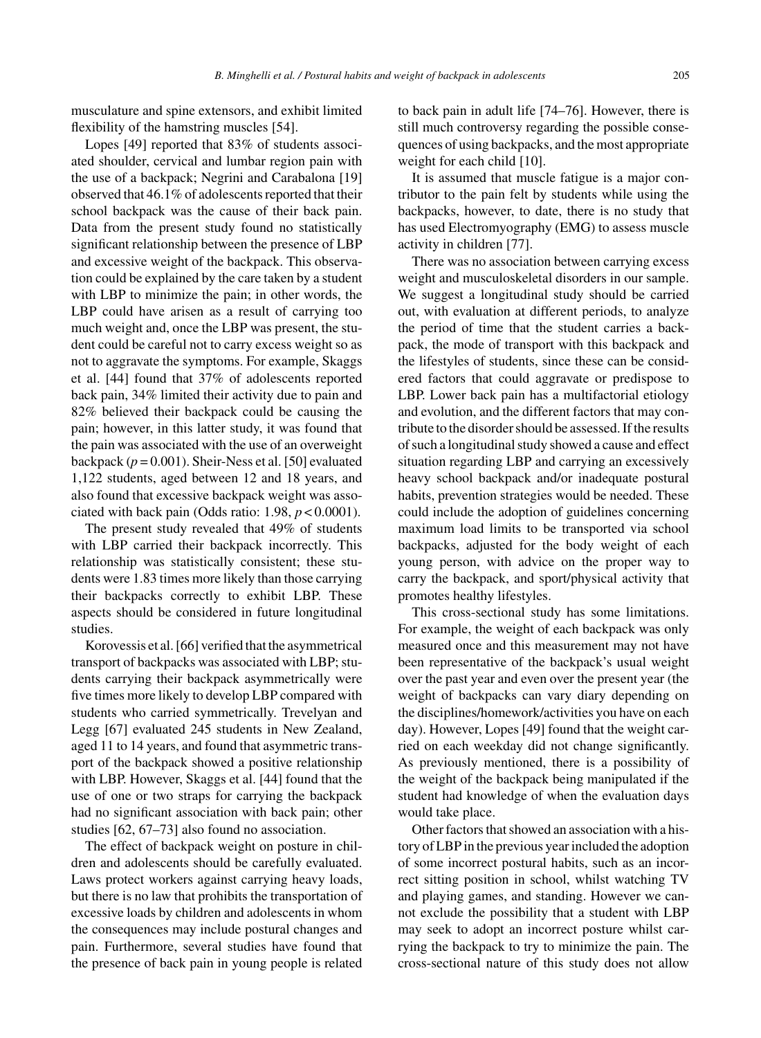musculature and spine extensors, and exhibit limited flexibility of the hamstring muscles [54].

Lopes [49] reported that 83% of students associated shoulder, cervical and lumbar region pain with the use of a backpack; Negrini and Carabalona [19] observed that 46.1% of adolescents reported that their school backpack was the cause of their back pain. Data from the present study found no statistically significant relationship between the presence of LBP and excessive weight of the backpack. This observation could be explained by the care taken by a student with LBP to minimize the pain; in other words, the LBP could have arisen as a result of carrying too much weight and, once the LBP was present, the student could be careful not to carry excess weight so as not to aggravate the symptoms. For example, Skaggs et al. [44] found that 37% of adolescents reported back pain, 34% limited their activity due to pain and 82% believed their backpack could be causing the pain; however, in this latter study, it was found that the pain was associated with the use of an overweight backpack ($p = 0.001$). Sheir-Ness et al. [50] evaluated 1,122 students, aged between 12 and 18 years, and also found that excessive backpack weight was associated with back pain (Odds ratio: 1.98, $p < 0.0001$).

The present study revealed that 49% of students with LBP carried their backpack incorrectly. This relationship was statistically consistent; these students were 1.83 times more likely than those carrying their backpacks correctly to exhibit LBP. These aspects should be considered in future longitudinal studies.

Korovessis et al. [66] verified that the asymmetrical transport of backpacks was associated with LBP; students carrying their backpack asymmetrically were five times more likely to develop LBP compared with students who carried symmetrically. Trevelyan and Legg [67] evaluated 245 students in New Zealand, aged 11 to 14 years, and found that asymmetric transport of the backpack showed a positive relationship with LBP. However, Skaggs et al. [44] found that the use of one or two straps for carrying the backpack had no significant association with back pain; other studies [62, 67–73] also found no association.

The effect of backpack weight on posture in children and adolescents should be carefully evaluated. Laws protect workers against carrying heavy loads, but there is no law that prohibits the transportation of excessive loads by children and adolescents in whom the consequences may include postural changes and pain. Furthermore, several studies have found that the presence of back pain in young people is related to back pain in adult life [74–76]. However, there is still much controversy regarding the possible consequences of using backpacks, and the most appropriate weight for each child [10].

It is assumed that muscle fatigue is a major contributor to the pain felt by students while using the backpacks, however, to date, there is no study that has used Electromyography (EMG) to assess muscle activity in children [77].

There was no association between carrying excess weight and musculoskeletal disorders in our sample. We suggest a longitudinal study should be carried out, with evaluation at different periods, to analyze the period of time that the student carries a backpack, the mode of transport with this backpack and the lifestyles of students, since these can be considered factors that could aggravate or predispose to LBP. Lower back pain has a multifactorial etiology and evolution, and the different factors that may contribute to the disorder should be assessed. If the results of such a longitudinal study showed a cause and effect situation regarding LBP and carrying an excessively heavy school backpack and/or inadequate postural habits, prevention strategies would be needed. These could include the adoption of guidelines concerning maximum load limits to be transported via school backpacks, adjusted for the body weight of each young person, with advice on the proper way to carry the backpack, and sport/physical activity that promotes healthy lifestyles.

This cross-sectional study has some limitations. For example, the weight of each backpack was only measured once and this measurement may not have been representative of the backpack's usual weight over the past year and even over the present year (the weight of backpacks can vary diary depending on the disciplines/homework/activities you have on each day). However, Lopes [49] found that the weight carried on each weekday did not change significantly. As previously mentioned, there is a possibility of the weight of the backpack being manipulated if the student had knowledge of when the evaluation days would take place.

Other factors that showed an association with a history of LBP in the previous year included the adoption of some incorrect postural habits, such as an incorrect sitting position in school, whilst watching TV and playing games, and standing. However we cannot exclude the possibility that a student with LBP may seek to adopt an incorrect posture whilst carrying the backpack to try to minimize the pain. The cross-sectional nature of this study does not allow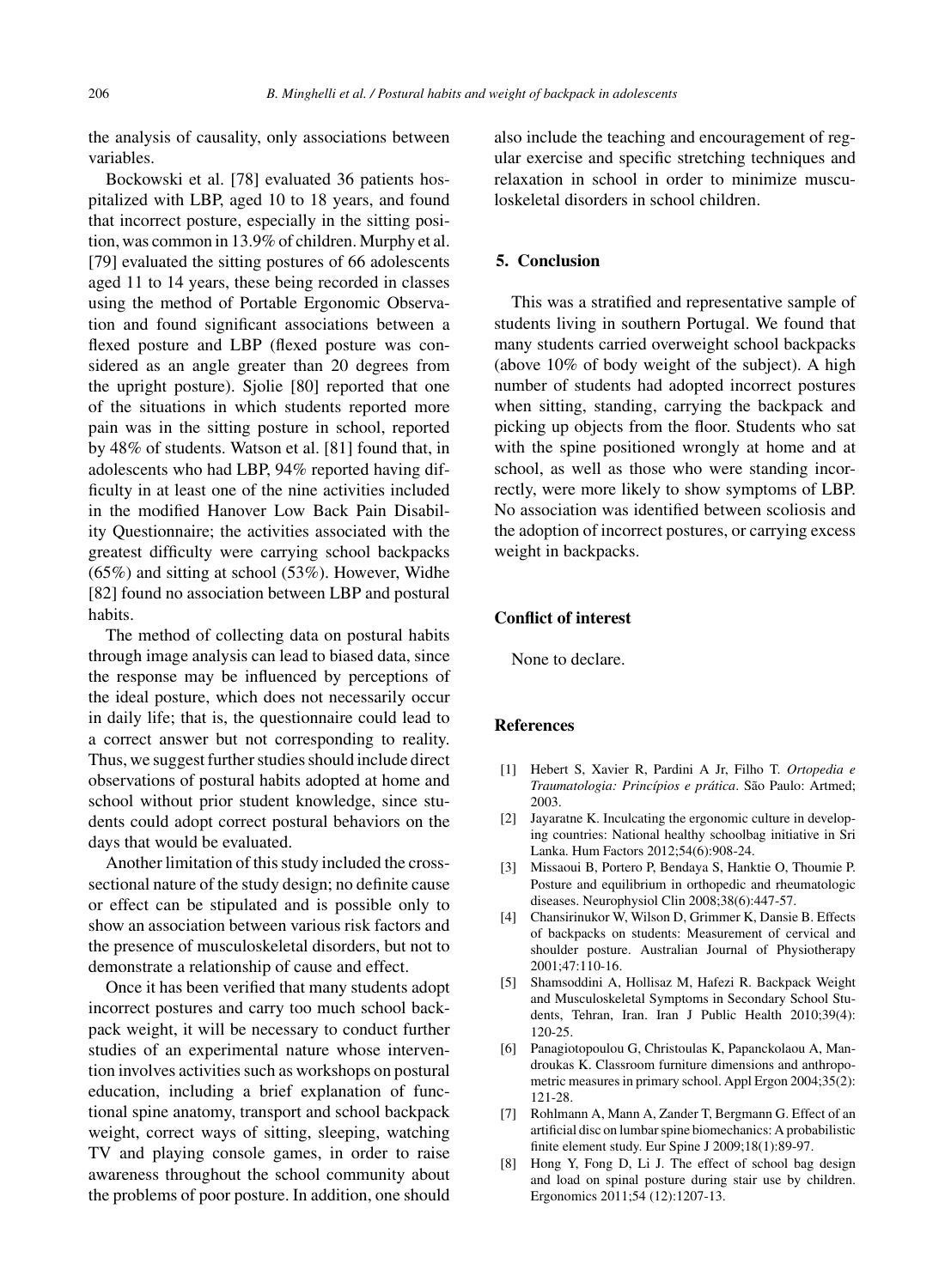the analysis of causality, only associations between variables.

Bockowski et al. [78] evaluated 36 patients hospitalized with LBP, aged 10 to 18 years, and found that incorrect posture, especially in the sitting position, was common in 13.9% of children. Murphy et al. [79] evaluated the sitting postures of 66 adolescents aged 11 to 14 years, these being recorded in classes using the method of Portable Ergonomic Observation and found significant associations between a flexed posture and LBP (flexed posture was considered as an angle greater than 20 degrees from the upright posture). Sjolie [80] reported that one of the situations in which students reported more pain was in the sitting posture in school, reported by 48% of students. Watson et al. [81] found that, in adolescents who had LBP, 94% reported having difficulty in at least one of the nine activities included in the modified Hanover Low Back Pain Disability Questionnaire; the activities associated with the greatest difficulty were carrying school backpacks (65%) and sitting at school (53%). However, Widhe [82] found no association between LBP and postural habits.

The method of collecting data on postural habits through image analysis can lead to biased data, since the response may be influenced by perceptions of the ideal posture, which does not necessarily occur in daily life; that is, the questionnaire could lead to a correct answer but not corresponding to reality. Thus, we suggest further studies should include direct observations of postural habits adopted at home and school without prior student knowledge, since students could adopt correct postural behaviors on the days that would be evaluated.

Another limitation of this study included the cross-sectional nature of the study design; no definite cause or effect can be stipulated and is possible only to show an association between various risk factors and the presence of musculoskeletal disorders, but not to demonstrate a relationship of cause and effect.

Once it has been verified that many students adopt incorrect postures and carry too much school backpack weight, it will be necessary to conduct further studies of an experimental nature whose intervention involves activities such as workshops on postural education, including a brief explanation of functional spine anatomy, transport and school backpack weight, correct ways of sitting, sleeping, watching TV and playing console games, in order to raise awareness throughout the school community about the problems of poor posture. In addition, one should also include the teaching and encouragement of regular exercise and specific stretching techniques and relaxation in school in order to minimize musculoskeletal disorders in school children.

## 5. Conclusion

This was a stratified and representative sample of students living in southern Portugal. We found that many students carried overweight school backpacks (above 10% of body weight of the subject). A high number of students had adopted incorrect postures when sitting, standing, carrying the backpack and picking up objects from the floor. Students who sat with the spine positioned wrongly at home and at school, as well as those who were standing incorrectly, were more likely to show symptoms of LBP. No association was identified between scoliosis and the adoption of incorrect postures, or carrying excess weight in backpacks.

## Conflict of interest

None to declare.

## References

- [1] Hebert S, Xavier R, Pardini A Jr, Filho T. *Ortopedia e Traumatologia: Princípios e prática*. São Paulo: Artmed; 2003.
- [2] Jayaratne K. Inculcating the ergonomic culture in developing countries: National healthy schoolbag initiative in Sri Lanka. Hum Factors 2012;54(6):908-24.
- [3] Missaoui B, Portero P, Bendaya S, Hanktie O, Thoumie P. Posture and equilibrium in orthopedic and rheumatologic diseases. Neurophysiol Clin 2008;38(6):447-57.
- [4] Chansirinukor W, Wilson D, Grimmer K, Dansie B. Effects of backpacks on students: Measurement of cervical and shoulder posture. Australian Journal of Physiotherapy 2001;47:110-16.
- [5] Shamsoddini A, Hollisaz M, Hafezi R. Backpack Weight and Musculoskeletal Symptoms in Secondary School Students, Tehran, Iran. Iran J Public Health 2010;39(4): 120-25.
- [6] Panagiotopoulou G, Christoulas K, Papanckolaou A, Mandroukas K. Classroom furniture dimensions and anthropometric measures in primary school. Appl Ergon 2004;35(2): 121-28.
- [7] Rohlmann A, Mann A, Zander T, Bergmann G. Effect of an artificial disc on lumbar spine biomechanics: A probabilistic finite element study. Eur Spine J 2009;18(1):89-97.
- [8] Hong Y, Fong D, Li J. The effect of school bag design and load on spinal posture during stair use by children. Ergonomics 2011;54 (12):1207-13.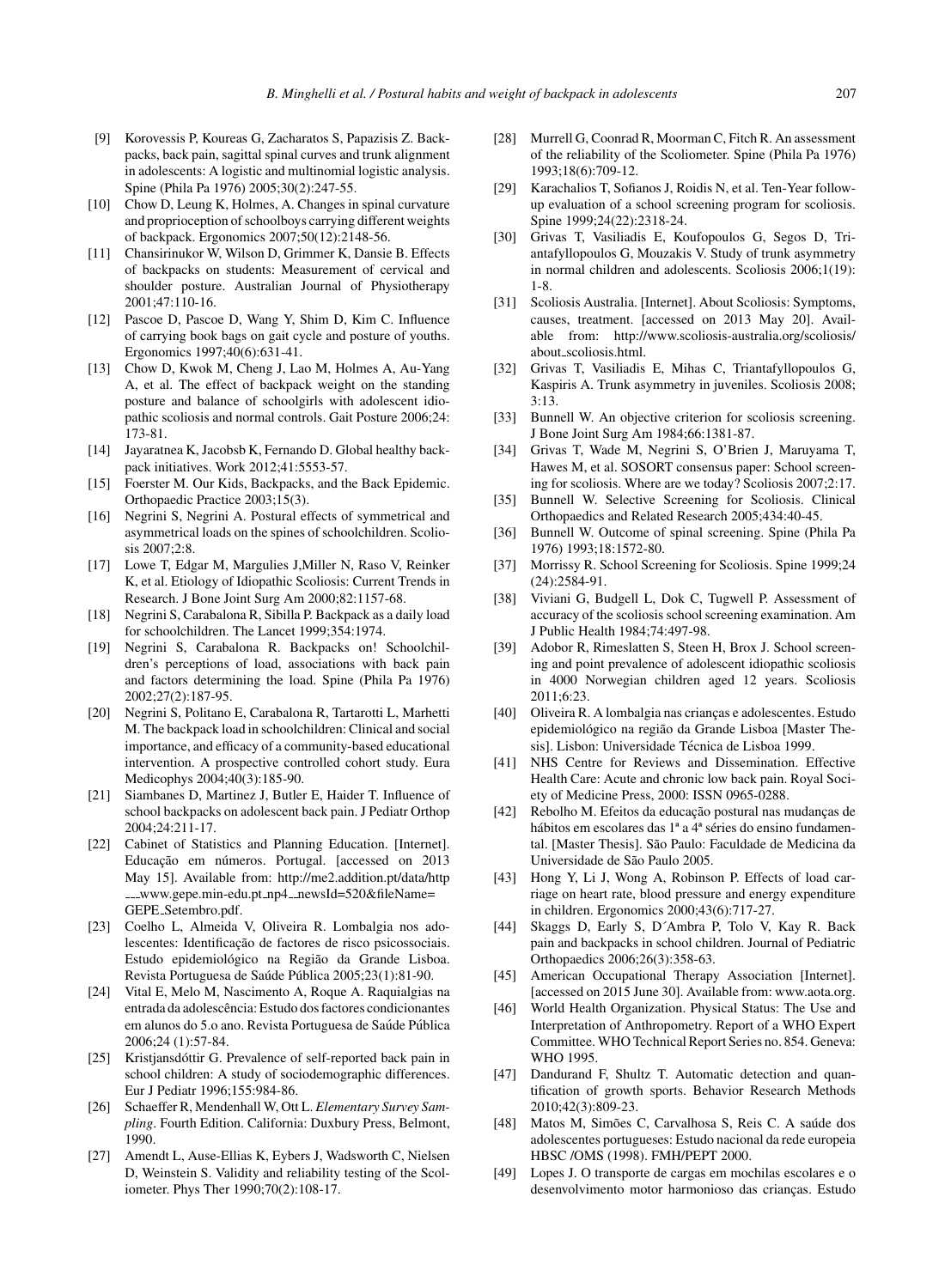[9] Korovessis P, Koureas G, Zacharatos S, Papazisis Z. Backpacks, back pain, sagittal spinal curves and trunk alignment in adolescents: A logistic and multinomial logistic analysis. Spine (Phila Pa 1976) 2005;30(2):247-55.

[10] Chow D, Leung K, Holmes, A. Changes in spinal curvature and proprioception of schoolboys carrying different weights of backpack. Ergonomics 2007;50(12):2148-56.

[11] Chansirinukor W, Wilson D, Grimmer K, Dansie B. Effects of backpacks on students: Measurement of cervical and shoulder posture. Australian Journal of Physiotherapy 2001;47:110-16.

[12] Pascoe D, Pascoe D, Wang Y, Shim D, Kim C. Influence of carrying book bags on gait cycle and posture of youths. Ergonomics 1997;40(6):631-41.

[13] Chow D, Kwok M, Cheng J, Lao M, Holmes A, Au-Yang A, et al. The effect of backpack weight on the standing posture and balance of schoolgirls with adolescent idiopathic scoliosis and normal controls. Gait Posture 2006;24: 173-81.

[14] Jayaratnea K, Jacobsb K, Fernando D. Global healthy backpack initiatives. Work 2012;41:5553-57.

[15] Foerster M. Our Kids, Backpacks, and the Back Epidemic. Orthopaedic Practice 2003;15(3).

[16] Negrini S, Negrini A. Postural effects of symmetrical and asymmetrical loads on the spines of schoolchildren. Scoliosis 2007;2:8.

[17] Lowe T, Edgar M, Margulies J,Miller N, Raso V, Reinker K, et al. Etiology of Idiopathic Scoliosis: Current Trends in Research. J Bone Joint Surg Am 2000;82:1157-68.

[18] Negrini S, Carabalona R, Sibilla P. Backpack as a daily load for schoolchildren. The Lancet 1999;354:1974.

[19] Negrini S, Carabalona R. Backpacks on! Schoolchildren's perceptions of load, associations with back pain and factors determining the load. Spine (Phila Pa 1976) 2002;27(2):187-95.

[20] Negrini S, Politano E, Carabalona R, Tartarotti L, Marhetti M. The backpack load in schoolchildren: Clinical and social importance, and efficacy of a community-based educational intervention. A prospective controlled cohort study. Eura Medicophys 2004;40(3):185-90.

[21] Siambanes D, Martinez J, Butler E, Haider T. Influence of school backpacks on adolescent back pain. J Pediatr Orthop 2004;24:211-17.

[22] Cabinet of Statistics and Planning Education. [Internet]. Educação em números. Portugal. [accessed on 2013 May 15]. Available from: http://me2.addition.pt/data/http___www.gepe.min-edu.pt_np4__newsId=520&fileName=GEPE_Setembro.pdf.

[23] Coelho L, Almeida V, Oliveira R. Lombalgia nos adolescentes: Identificação de factores de risco psicossociais. Estudo epidemiológico na Região da Grande Lisboa. Revista Portuguesa de Saúde Pública 2005;23(1):81-90.

[24] Vital E, Melo M, Nascimento A, Roque A. Raquialgias na entrada da adolescência: Estudo dos factores condicionantes em alunos do 5.o ano. Revista Portuguesa de Saúde Pública 2006;24 (1):57-84.

[25] Kristjansdóttir G. Prevalence of self-reported back pain in school children: A study of sociodemographic differences. Eur J Pediatr 1996;155:984-86.

[26] Schaeffer R, Mendenhall W, Ott L. *Elementary Survey Sampling*. Fourth Edition. California: Duxbury Press, Belmont, 1990.

[27] Amendt L, Ause-Ellias K, Eybers J, Wadsworth C, Nielsen D, Weinstein S. Validity and reliability testing of the Scoliometer. Phys Ther 1990;70(2):108-17.

[28] Murrell G, Coonrad R, Moorman C, Fitch R. An assessment of the reliability of the Scoliometer. Spine (Phila Pa 1976) 1993;18(6):709-12.

[29] Karachalios T, Sofianos J, Roidis N, et al. Ten-Year follow-up evaluation of a school screening program for scoliosis. Spine 1999;24(22):2318-24.

[30] Grivas T, Vasiliadis E, Koufopoulos G, Segos D, Triantafyllopoulos G, Mouzakis V. Study of trunk asymmetry in normal children and adolescents. Scoliosis 2006;1(19): 1-8.

[31] Scoliosis Australia. [Internet]. About Scoliosis: Symptoms, causes, treatment. [accessed on 2013 May 20]. Available from: http://www.scoliosis-australia.org/scoliosis/about_scoliosis.html.

[32] Grivas T, Vasiliadis E, Mihas C, Triantafyllopoulos G, Kaspiris A. Trunk asymmetry in juveniles. Scoliosis 2008; 3:13.

[33] Bunnell W. An objective criterion for scoliosis screening. J Bone Joint Surg Am 1984;66:1381-87.

[34] Grivas T, Wade M, Negrini S, O'Brien J, Maruyama T, Hawes M, et al. SOSORT consensus paper: School screening for scoliosis. Where are we today? Scoliosis 2007;2:17.

[35] Bunnell W. Selective Screening for Scoliosis. Clinical Orthopaedics and Related Research 2005;434:40-45.

[36] Bunnell W. Outcome of spinal screening. Spine (Phila Pa 1976) 1993;18:1572-80.

[37] Morrissy R. School Screening for Scoliosis. Spine 1999;24 (24):2584-91.

[38] Viviani G, Budgell L, Dok C, Tugwell P. Assessment of accuracy of the scoliosis school screening examination. Am J Public Health 1984;74:497-98.

[39] Adobor R, Rimeslatten S, Steen H, Brox J. School screening and point prevalence of adolescent idiopathic scoliosis in 4000 Norwegian children aged 12 years. Scoliosis 2011;6:23.

[40] Oliveira R. A lombalgia nas crianças e adolescentes. Estudo epidemiológico na região da Grande Lisboa [Master Thesis]. Lisbon: Universidade Técnica de Lisboa 1999.

[41] NHS Centre for Reviews and Dissemination. Effective Health Care: Acute and chronic low back pain. Royal Society of Medicine Press, 2000: ISSN 0965-0288.

[42] Rebolho M. Efeitos da educação postural nas mudanças de hábitos em escolares das 1ª a 4ª séries do ensino fundamental. [Master Thesis]. São Paulo: Faculdade de Medicina da Universidade de São Paulo 2005.

[43] Hong Y, Li J, Wong A, Robinson P. Effects of load carriage on heart rate, blood pressure and energy expenditure in children. Ergonomics 2000;43(6):717-27.

[44] Skaggs D, Early S, D´Ambra P, Tolo V, Kay R. Back pain and backpacks in school children. Journal of Pediatric Orthopaedics 2006;26(3):358-63.

[45] American Occupational Therapy Association [Internet]. [accessed on 2015 June 30]. Available from: www.aota.org.

[46] World Health Organization. Physical Status: The Use and Interpretation of Anthropometry. Report of a WHO Expert Committee. WHO Technical Report Series no. 854. Geneva: WHO 1995.

[47] Dandurand F, Shultz T. Automatic detection and quantification of growth sports. Behavior Research Methods 2010;42(3):809-23.

[48] Matos M, Simões C, Carvalhosa S, Reis C. A saúde dos adolescentes portugueses: Estudo nacional da rede europeia HBSC /OMS (1998). FMH/PEPT 2000.

[49] Lopes J. O transporte de cargas em mochilas escolares e o desenvolvimento motor harmonioso das crianças. Estudo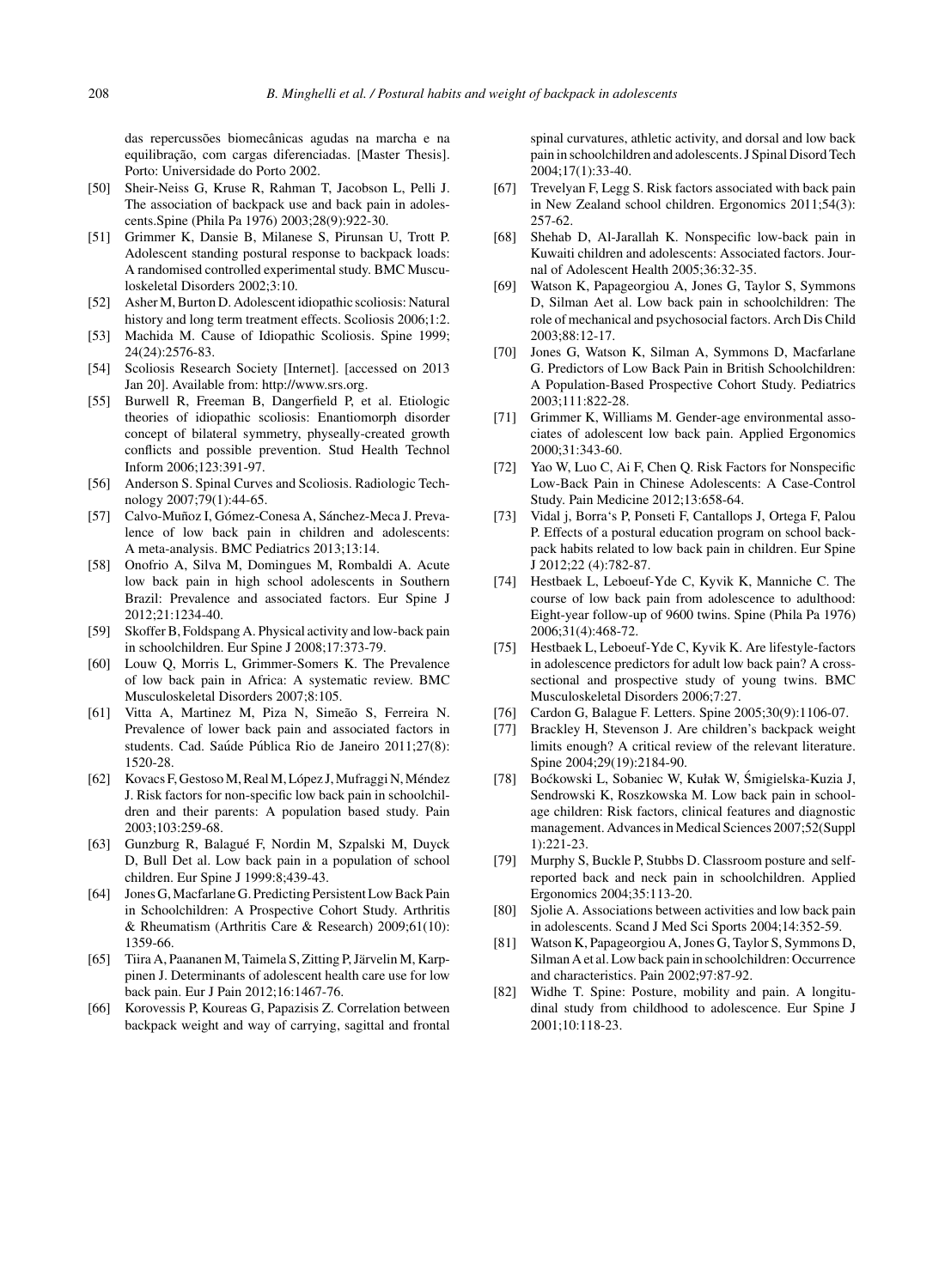das repercussões biomecânicas agudas na marcha e na equilibração, com cargas diferenciadas. [Master Thesis]. Porto: Universidade do Porto 2002.

[50] Sheir-Neiss G, Kruse R, Rahman T, Jacobson L, Pelli J. The association of backpack use and back pain in adolescents.Spine (Phila Pa 1976) 2003;28(9):922-30.

[51] Grimmer K, Dansie B, Milanese S, Pirunsan U, Trott P. Adolescent standing postural response to backpack loads: A randomised controlled experimental study. BMC Musculoskeletal Disorders 2002;3:10.

[52] Asher M, Burton D. Adolescent idiopathic scoliosis: Natural history and long term treatment effects. Scoliosis 2006;1:2.

[53] Machida M. Cause of Idiopathic Scoliosis. Spine 1999; 24(24):2576-83.

[54] Scoliosis Research Society [Internet]. [accessed on 2013 Jan 20]. Available from: http://www.srs.org.

[55] Burwell R, Freeman B, Dangerfield P, et al. Etiologic theories of idiopathic scoliosis: Enantiomorph disorder concept of bilateral symmetry, physeally-created growth conflicts and possible prevention. Stud Health Technol Inform 2006;123:391-97.

[56] Anderson S. Spinal Curves and Scoliosis. Radiologic Technology 2007;79(1):44-65.

[57] Calvo-Muñoz I, Gómez-Conesa A, Sánchez-Meca J. Prevalence of low back pain in children and adolescents: A meta-analysis. BMC Pediatrics 2013;13:14.

[58] Onofrio A, Silva M, Domingues M, Rombaldi A. Acute low back pain in high school adolescents in Southern Brazil: Prevalence and associated factors. Eur Spine J 2012;21:1234-40.

[59] Skoffer B, Foldspang A. Physical activity and low-back pain in schoolchildren. Eur Spine J 2008;17:373-79.

[60] Louw Q, Morris L, Grimmer-Somers K. The Prevalence of low back pain in Africa: A systematic review. BMC Musculoskeletal Disorders 2007;8:105.

[61] Vitta A, Martinez M, Piza N, Simeão S, Ferreira N. Prevalence of lower back pain and associated factors in students. Cad. Saúde Pública Rio de Janeiro 2011;27(8): 1520-28.

[62] Kovacs F, Gestoso M, Real M, López J, Mufraggi N, Méndez J. Risk factors for non-specific low back pain in schoolchildren and their parents: A population based study. Pain 2003;103:259-68.

[63] Gunzburg R, Balagué F, Nordin M, Szpalski M, Duyck D, Bull Det al. Low back pain in a population of school children. Eur Spine J 1999:8;439-43.

[64] Jones G, Macfarlane G. Predicting Persistent Low Back Pain in Schoolchildren: A Prospective Cohort Study. Arthritis & Rheumatism (Arthritis Care & Research) 2009;61(10): 1359-66.

[65] Tiira A, Paananen M, Taimela S, Zitting P, Järvelin M, Karppinen J. Determinants of adolescent health care use for low back pain. Eur J Pain 2012;16:1467-76.

[66] Korovessis P, Koureas G, Papazisis Z. Correlation between backpack weight and way of carrying, sagittal and frontal spinal curvatures, athletic activity, and dorsal and low back pain in schoolchildren and adolescents. J Spinal Disord Tech 2004;17(1):33-40.

[67] Trevelyan F, Legg S. Risk factors associated with back pain in New Zealand school children. Ergonomics 2011;54(3): 257-62.

[68] Shehab D, Al-Jarallah K. Nonspecific low-back pain in Kuwaiti children and adolescents: Associated factors. Journal of Adolescent Health 2005;36:32-35.

[69] Watson K, Papageorgiou A, Jones G, Taylor S, Symmons D, Silman Aet al. Low back pain in schoolchildren: The role of mechanical and psychosocial factors. Arch Dis Child 2003;88:12-17.

[70] Jones G, Watson K, Silman A, Symmons D, Macfarlane G. Predictors of Low Back Pain in British Schoolchildren: A Population-Based Prospective Cohort Study. Pediatrics 2003;111:822-28.

[71] Grimmer K, Williams M. Gender-age environmental associates of adolescent low back pain. Applied Ergonomics 2000;31:343-60.

[72] Yao W, Luo C, Ai F, Chen Q. Risk Factors for Nonspecific Low-Back Pain in Chinese Adolescents: A Case-Control Study. Pain Medicine 2012;13:658-64.

[73] Vidal j, Borra's P, Ponseti F, Cantallops J, Ortega F, Palou P. Effects of a postural education program on school backpack habits related to low back pain in children. Eur Spine J 2012;22 (4):782-87.

[74] Hestbaek L, Leboeuf-Yde C, Kyvik K, Manniche C. The course of low back pain from adolescence to adulthood: Eight-year follow-up of 9600 twins. Spine (Phila Pa 1976) 2006;31(4):468-72.

[75] Hestbaek L, Leboeuf-Yde C, Kyvik K. Are lifestyle-factors in adolescence predictors for adult low back pain? A cross-sectional and prospective study of young twins. BMC Musculoskeletal Disorders 2006;7:27.

[76] Cardon G, Balague F. Letters. Spine 2005;30(9):1106-07.

[77] Brackley H, Stevenson J. Are children's backpack weight limits enough? A critical review of the relevant literature. Spine 2004;29(19):2184-90.

[78] Boćkowski L, Sobaniec W, Kułak W, Śmigielska-Kuzia J, Sendrowski K, Roszkowska M. Low back pain in school-age children: Risk factors, clinical features and diagnostic management. Advances in Medical Sciences 2007;52(Suppl 1):221-23.

[79] Murphy S, Buckle P, Stubbs D. Classroom posture and self-reported back and neck pain in schoolchildren. Applied Ergonomics 2004;35:113-20.

[80] Sjolie A. Associations between activities and low back pain in adolescents. Scand J Med Sci Sports 2004;14:352-59.

[81] Watson K, Papageorgiou A, Jones G, Taylor S, Symmons D, Silman A et al. Low back pain in schoolchildren: Occurrence and characteristics. Pain 2002;97:87-92.

[82] Widhe T. Spine: Posture, mobility and pain. A longitudinal study from childhood to adolescence. Eur Spine J 2001;10:118-23.